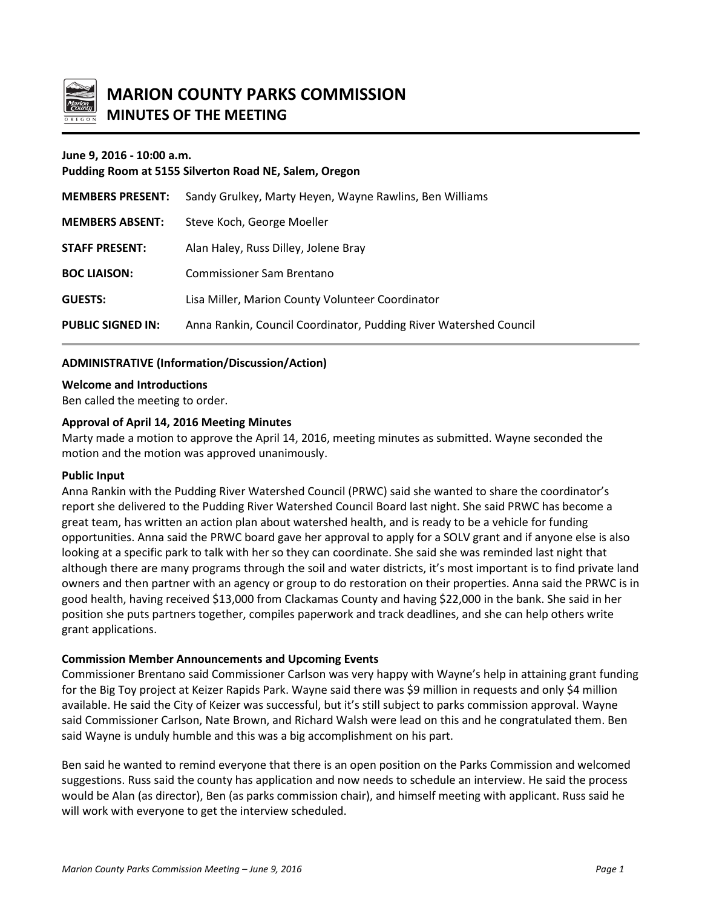# MARION COUNTY PARKS COMMISSION

## MINUTES OF THE MEETING

**June 9, 2016 - 10:00 a.m.**
**Pudding Room at 5155 Silverton Road NE, Salem, Oregon**

| | |
|---|---|
| **MEMBERS PRESENT:** | Sandy Grulkey, Marty Heyen, Wayne Rawlins, Ben Williams |
| **MEMBERS ABSENT:** | Steve Koch, George Moeller |
| **STAFF PRESENT:** | Alan Haley, Russ Dilley, Jolene Bray |
| **BOC LIAISON:** | Commissioner Sam Brentano |
| **GUESTS:** | Lisa Miller, Marion County Volunteer Coordinator |
| **PUBLIC SIGNED IN:** | Anna Rankin, Council Coordinator, Pudding River Watershed Council |

### ADMINISTRATIVE (Information/Discussion/Action)

**Welcome and Introductions**
Ben called the meeting to order.

**Approval of April 14, 2016 Meeting Minutes**
Marty made a motion to approve the April 14, 2016, meeting minutes as submitted. Wayne seconded the motion and the motion was approved unanimously.

**Public Input**
Anna Rankin with the Pudding River Watershed Council (PRWC) said she wanted to share the coordinator's report she delivered to the Pudding River Watershed Council Board last night. She said PRWC has become a great team, has written an action plan about watershed health, and is ready to be a vehicle for funding opportunities. Anna said the PRWC board gave her approval to apply for a SOLV grant and if anyone else is also looking at a specific park to talk with her so they can coordinate. She said she was reminded last night that although there are many programs through the soil and water districts, it's most important is to find private land owners and then partner with an agency or group to do restoration on their properties. Anna said the PRWC is in good health, having received $13,000 from Clackamas County and having $22,000 in the bank. She said in her position she puts partners together, compiles paperwork and track deadlines, and she can help others write grant applications.

**Commission Member Announcements and Upcoming Events**
Commissioner Brentano said Commissioner Carlson was very happy with Wayne's help in attaining grant funding for the Big Toy project at Keizer Rapids Park. Wayne said there was $9 million in requests and only $4 million available. He said the City of Keizer was successful, but it's still subject to parks commission approval. Wayne said Commissioner Carlson, Nate Brown, and Richard Walsh were lead on this and he congratulated them. Ben said Wayne is unduly humble and this was a big accomplishment on his part.

Ben said he wanted to remind everyone that there is an open position on the Parks Commission and welcomed suggestions. Russ said the county has application and now needs to schedule an interview. He said the process would be Alan (as director), Ben (as parks commission chair), and himself meeting with applicant. Russ said he will work with everyone to get the interview scheduled.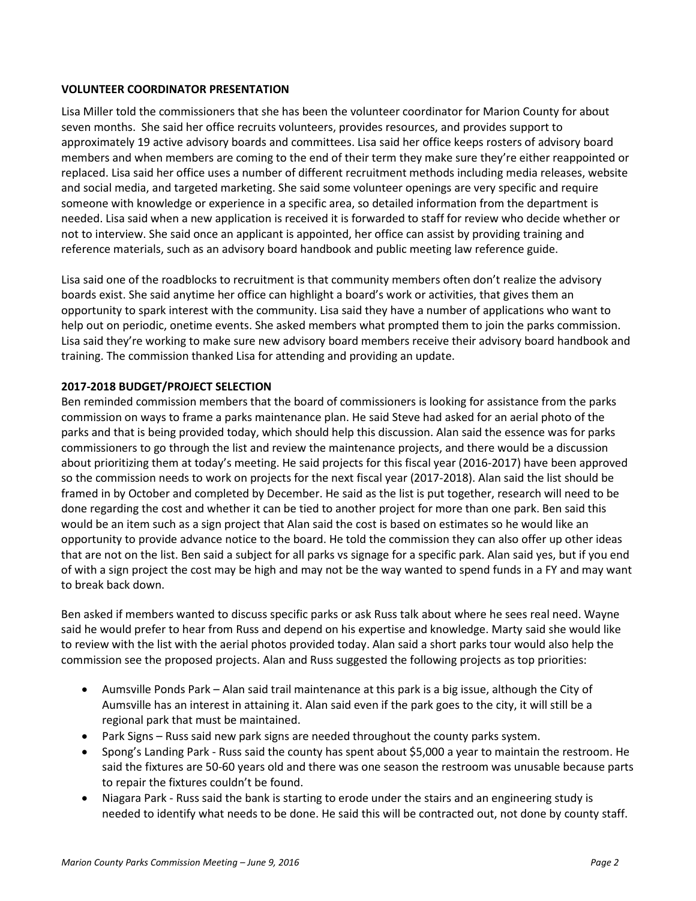## VOLUNTEER COORDINATOR PRESENTATION

Lisa Miller told the commissioners that she has been the volunteer coordinator for Marion County for about seven months. She said her office recruits volunteers, provides resources, and provides support to approximately 19 active advisory boards and committees. Lisa said her office keeps rosters of advisory board members and when members are coming to the end of their term they make sure they're either reappointed or replaced. Lisa said her office uses a number of different recruitment methods including media releases, website and social media, and targeted marketing. She said some volunteer openings are very specific and require someone with knowledge or experience in a specific area, so detailed information from the department is needed. Lisa said when a new application is received it is forwarded to staff for review who decide whether or not to interview. She said once an applicant is appointed, her office can assist by providing training and reference materials, such as an advisory board handbook and public meeting law reference guide.

Lisa said one of the roadblocks to recruitment is that community members often don't realize the advisory boards exist. She said anytime her office can highlight a board's work or activities, that gives them an opportunity to spark interest with the community. Lisa said they have a number of applications who want to help out on periodic, onetime events. She asked members what prompted them to join the parks commission. Lisa said they're working to make sure new advisory board members receive their advisory board handbook and training. The commission thanked Lisa for attending and providing an update.

## 2017-2018 BUDGET/PROJECT SELECTION

Ben reminded commission members that the board of commissioners is looking for assistance from the parks commission on ways to frame a parks maintenance plan. He said Steve had asked for an aerial photo of the parks and that is being provided today, which should help this discussion. Alan said the essence was for parks commissioners to go through the list and review the maintenance projects, and there would be a discussion about prioritizing them at today's meeting. He said projects for this fiscal year (2016-2017) have been approved so the commission needs to work on projects for the next fiscal year (2017-2018). Alan said the list should be framed in by October and completed by December. He said as the list is put together, research will need to be done regarding the cost and whether it can be tied to another project for more than one park. Ben said this would be an item such as a sign project that Alan said the cost is based on estimates so he would like an opportunity to provide advance notice to the board. He told the commission they can also offer up other ideas that are not on the list. Ben said a subject for all parks vs signage for a specific park. Alan said yes, but if you end of with a sign project the cost may be high and may not be the way wanted to spend funds in a FY and may want to break back down.

Ben asked if members wanted to discuss specific parks or ask Russ talk about where he sees real need. Wayne said he would prefer to hear from Russ and depend on his expertise and knowledge. Marty said she would like to review with the list with the aerial photos provided today. Alan said a short parks tour would also help the commission see the proposed projects. Alan and Russ suggested the following projects as top priorities:

- Aumsville Ponds Park – Alan said trail maintenance at this park is a big issue, although the City of Aumsville has an interest in attaining it. Alan said even if the park goes to the city, it will still be a regional park that must be maintained.
- Park Signs – Russ said new park signs are needed throughout the county parks system.
- Spong's Landing Park - Russ said the county has spent about $5,000 a year to maintain the restroom. He said the fixtures are 50-60 years old and there was one season the restroom was unusable because parts to repair the fixtures couldn't be found.
- Niagara Park - Russ said the bank is starting to erode under the stairs and an engineering study is needed to identify what needs to be done. He said this will be contracted out, not done by county staff.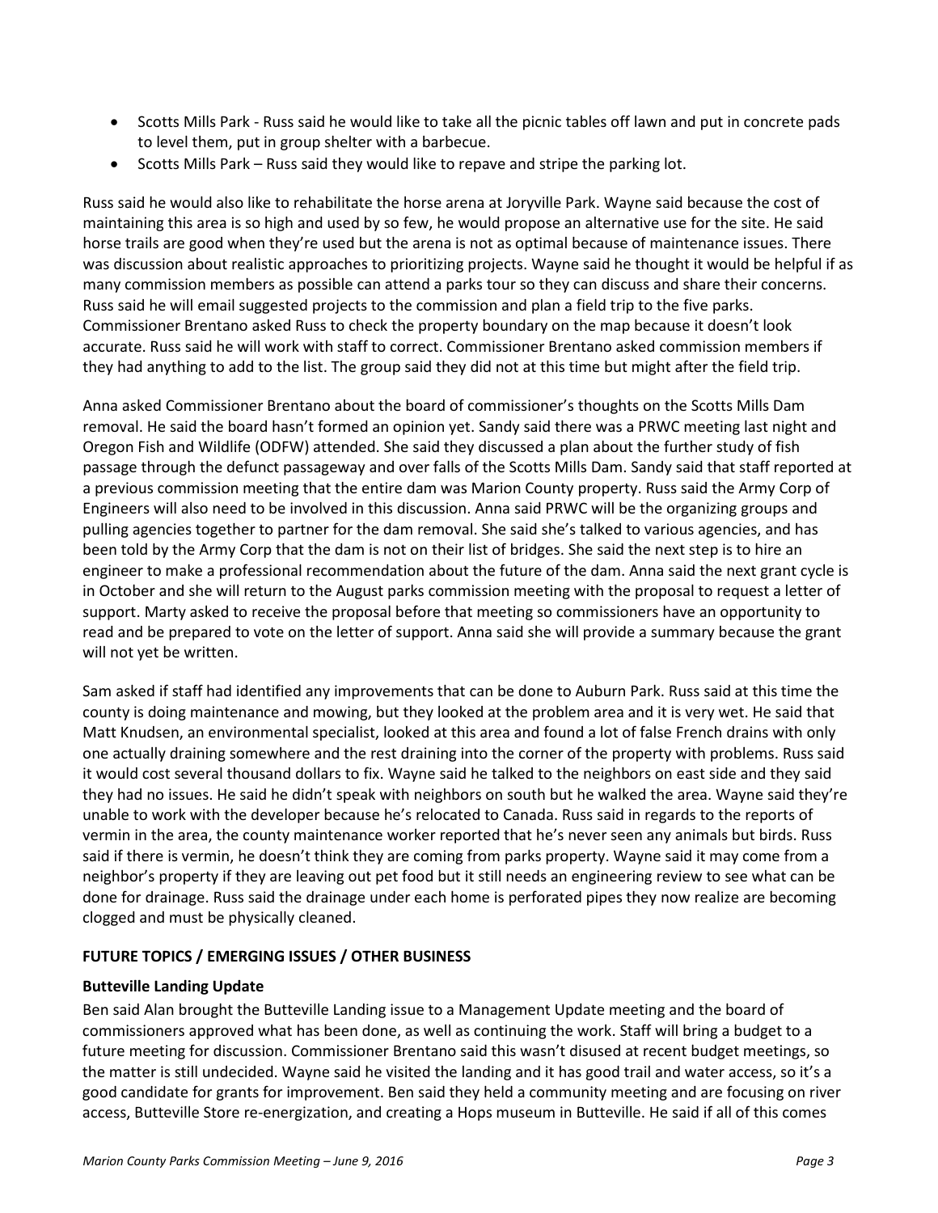- Scotts Mills Park - Russ said he would like to take all the picnic tables off lawn and put in concrete pads to level them, put in group shelter with a barbecue.
- Scotts Mills Park – Russ said they would like to repave and stripe the parking lot.

Russ said he would also like to rehabilitate the horse arena at Joryville Park. Wayne said because the cost of maintaining this area is so high and used by so few, he would propose an alternative use for the site. He said horse trails are good when they're used but the arena is not as optimal because of maintenance issues. There was discussion about realistic approaches to prioritizing projects. Wayne said he thought it would be helpful if as many commission members as possible can attend a parks tour so they can discuss and share their concerns. Russ said he will email suggested projects to the commission and plan a field trip to the five parks. Commissioner Brentano asked Russ to check the property boundary on the map because it doesn't look accurate. Russ said he will work with staff to correct. Commissioner Brentano asked commission members if they had anything to add to the list. The group said they did not at this time but might after the field trip.

Anna asked Commissioner Brentano about the board of commissioner's thoughts on the Scotts Mills Dam removal. He said the board hasn't formed an opinion yet. Sandy said there was a PRWC meeting last night and Oregon Fish and Wildlife (ODFW) attended. She said they discussed a plan about the further study of fish passage through the defunct passageway and over falls of the Scotts Mills Dam. Sandy said that staff reported at a previous commission meeting that the entire dam was Marion County property. Russ said the Army Corp of Engineers will also need to be involved in this discussion. Anna said PRWC will be the organizing groups and pulling agencies together to partner for the dam removal. She said she's talked to various agencies, and has been told by the Army Corp that the dam is not on their list of bridges. She said the next step is to hire an engineer to make a professional recommendation about the future of the dam. Anna said the next grant cycle is in October and she will return to the August parks commission meeting with the proposal to request a letter of support. Marty asked to receive the proposal before that meeting so commissioners have an opportunity to read and be prepared to vote on the letter of support. Anna said she will provide a summary because the grant will not yet be written.

Sam asked if staff had identified any improvements that can be done to Auburn Park. Russ said at this time the county is doing maintenance and mowing, but they looked at the problem area and it is very wet. He said that Matt Knudsen, an environmental specialist, looked at this area and found a lot of false French drains with only one actually draining somewhere and the rest draining into the corner of the property with problems. Russ said it would cost several thousand dollars to fix. Wayne said he talked to the neighbors on east side and they said they had no issues. He said he didn't speak with neighbors on south but he walked the area. Wayne said they're unable to work with the developer because he's relocated to Canada. Russ said in regards to the reports of vermin in the area, the county maintenance worker reported that he's never seen any animals but birds. Russ said if there is vermin, he doesn't think they are coming from parks property. Wayne said it may come from a neighbor's property if they are leaving out pet food but it still needs an engineering review to see what can be done for drainage. Russ said the drainage under each home is perforated pipes they now realize are becoming clogged and must be physically cleaned.

## FUTURE TOPICS / EMERGING ISSUES / OTHER BUSINESS

### Butteville Landing Update

Ben said Alan brought the Butteville Landing issue to a Management Update meeting and the board of commissioners approved what has been done, as well as continuing the work. Staff will bring a budget to a future meeting for discussion. Commissioner Brentano said this wasn't disused at recent budget meetings, so the matter is still undecided. Wayne said he visited the landing and it has good trail and water access, so it's a good candidate for grants for improvement. Ben said they held a community meeting and are focusing on river access, Butteville Store re-energization, and creating a Hops museum in Butteville. He said if all of this comes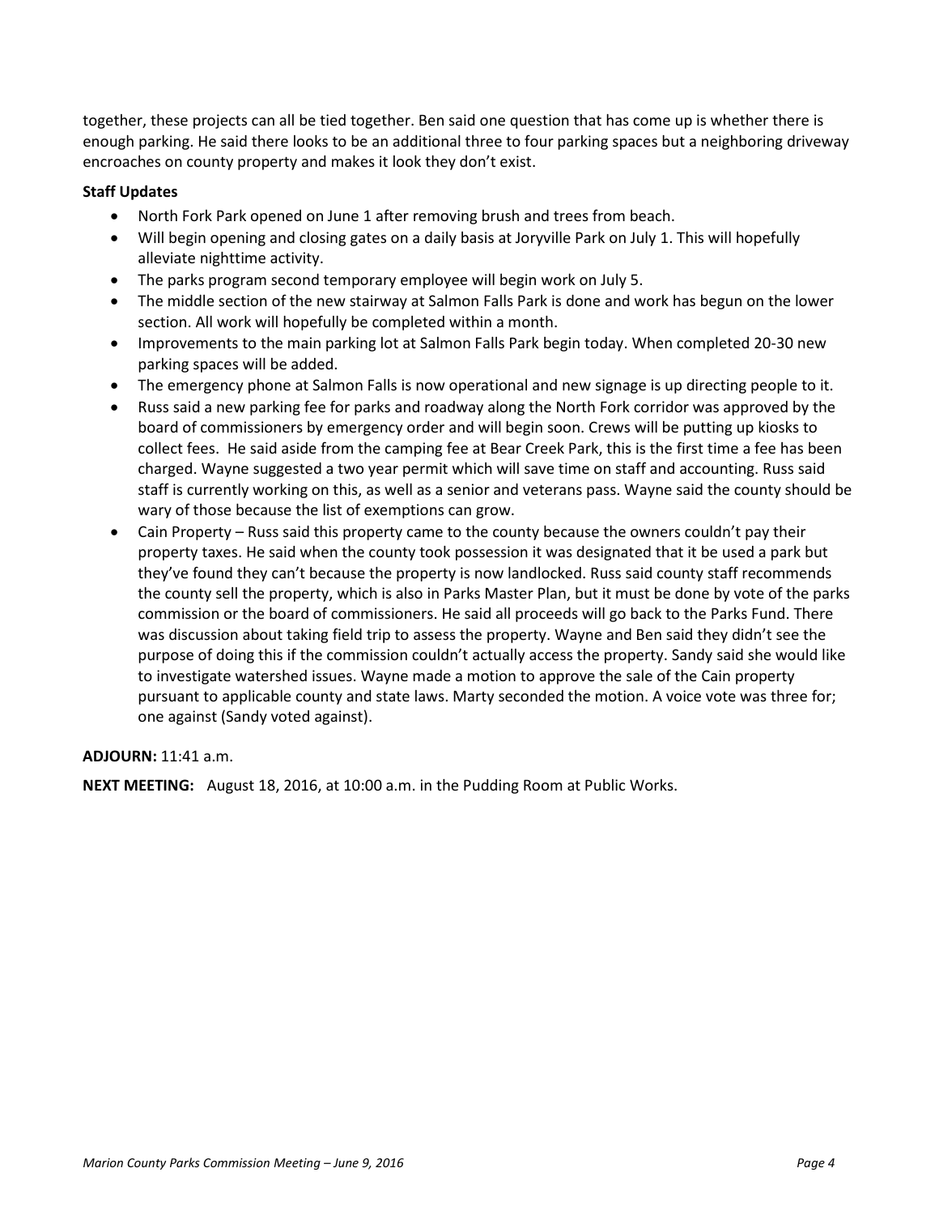together, these projects can all be tied together. Ben said one question that has come up is whether there is enough parking. He said there looks to be an additional three to four parking spaces but a neighboring driveway encroaches on county property and makes it look they don't exist.

**Staff Updates**

- North Fork Park opened on June 1 after removing brush and trees from beach.
- Will begin opening and closing gates on a daily basis at Joryville Park on July 1. This will hopefully alleviate nighttime activity.
- The parks program second temporary employee will begin work on July 5.
- The middle section of the new stairway at Salmon Falls Park is done and work has begun on the lower section. All work will hopefully be completed within a month.
- Improvements to the main parking lot at Salmon Falls Park begin today. When completed 20-30 new parking spaces will be added.
- The emergency phone at Salmon Falls is now operational and new signage is up directing people to it.
- Russ said a new parking fee for parks and roadway along the North Fork corridor was approved by the board of commissioners by emergency order and will begin soon. Crews will be putting up kiosks to collect fees. He said aside from the camping fee at Bear Creek Park, this is the first time a fee has been charged. Wayne suggested a two year permit which will save time on staff and accounting. Russ said staff is currently working on this, as well as a senior and veterans pass. Wayne said the county should be wary of those because the list of exemptions can grow.
- Cain Property – Russ said this property came to the county because the owners couldn't pay their property taxes. He said when the county took possession it was designated that it be used a park but they've found they can't because the property is now landlocked. Russ said county staff recommends the county sell the property, which is also in Parks Master Plan, but it must be done by vote of the parks commission or the board of commissioners. He said all proceeds will go back to the Parks Fund. There was discussion about taking field trip to assess the property. Wayne and Ben said they didn't see the purpose of doing this if the commission couldn't actually access the property. Sandy said she would like to investigate watershed issues. Wayne made a motion to approve the sale of the Cain property pursuant to applicable county and state laws. Marty seconded the motion. A voice vote was three for; one against (Sandy voted against).

**ADJOURN:** 11:41 a.m.

**NEXT MEETING:** August 18, 2016, at 10:00 a.m. in the Pudding Room at Public Works.